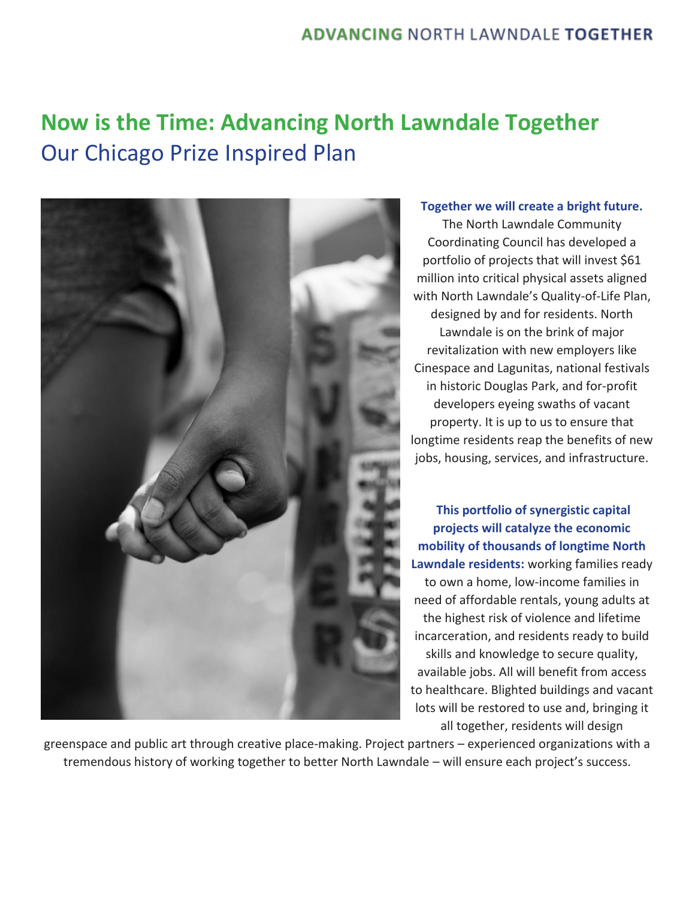# Now is the Time: Advancing North Lawndale Together

## Our Chicago Prize Inspired Plan

**Together we will create a bright future.** The North Lawndale Community Coordinating Council has developed a portfolio of projects that will invest $61 million into critical physical assets aligned with North Lawndale's Quality-of-Life Plan, designed by and for residents. North Lawndale is on the brink of major revitalization with new employers like Cinespace and Lagunitas, national festivals in historic Douglas Park, and for-profit developers eyeing swaths of vacant property. It is up to us to ensure that longtime residents reap the benefits of new jobs, housing, services, and infrastructure.

**This portfolio of synergistic capital projects will catalyze the economic mobility of thousands of longtime North Lawndale residents:** working families ready to own a home, low-income families in need of affordable rentals, young adults at the highest risk of violence and lifetime incarceration, and residents ready to build skills and knowledge to secure quality, available jobs. All will benefit from access to healthcare. Blighted buildings and vacant lots will be restored to use and, bringing it all together, residents will design greenspace and public art through creative place-making. Project partners – experienced organizations with a tremendous history of working together to better North Lawndale – will ensure each project's success.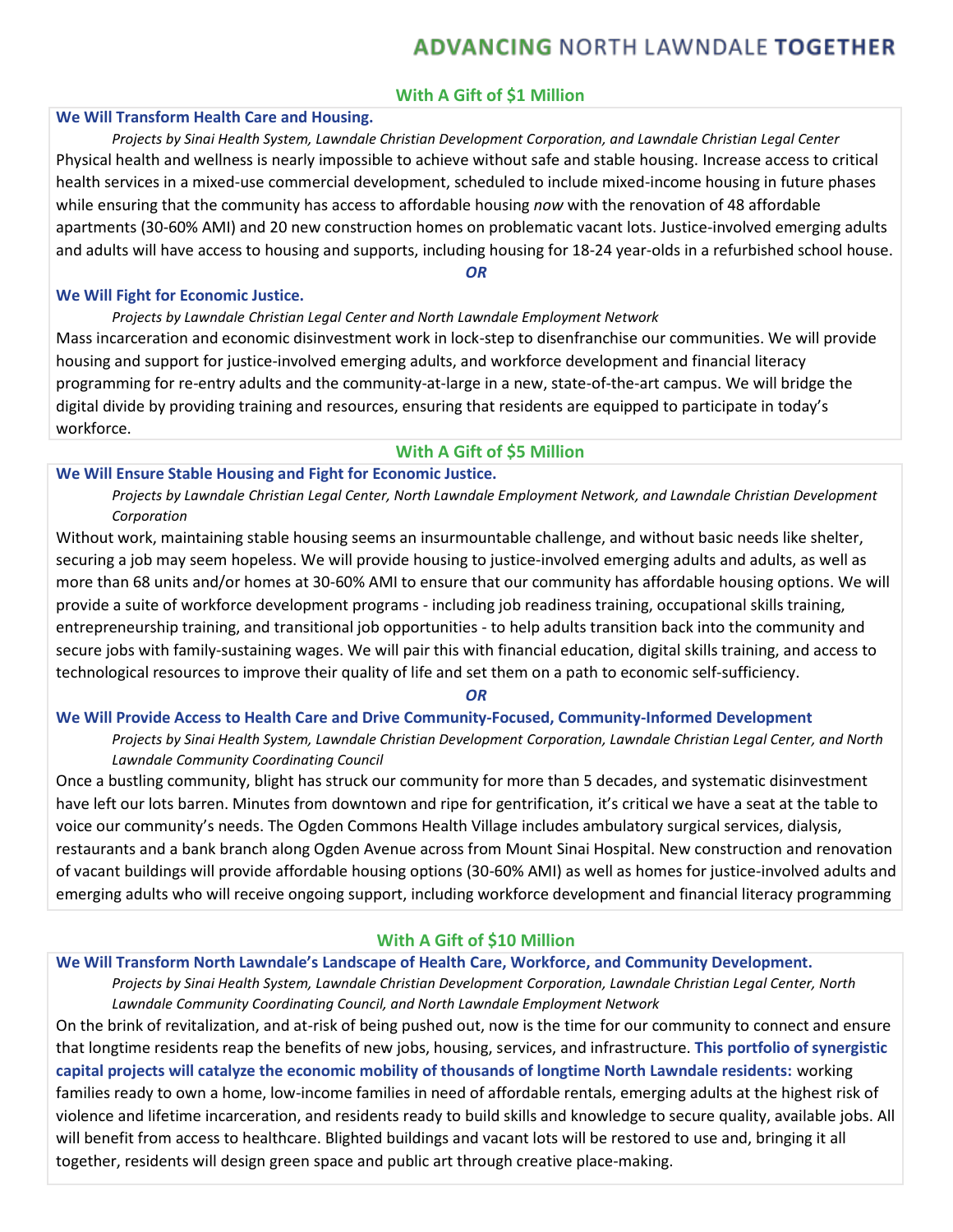# ADVANCING NORTH LAWNDALE TOGETHER

## With A Gift of $1 Million

### We Will Transform Health Care and Housing.

*Projects by Sinai Health System, Lawndale Christian Development Corporation, and Lawndale Christian Legal Center*

Physical health and wellness is nearly impossible to achieve without safe and stable housing. Increase access to critical health services in a mixed-use commercial development, scheduled to include mixed-income housing in future phases while ensuring that the community has access to affordable housing *now* with the renovation of 48 affordable apartments (30-60% AMI) and 20 new construction homes on problematic vacant lots. Justice-involved emerging adults and adults will have access to housing and supports, including housing for 18-24 year-olds in a refurbished school house.

***OR***

### We Will Fight for Economic Justice.

*Projects by Lawndale Christian Legal Center and North Lawndale Employment Network*

Mass incarceration and economic disinvestment work in lock-step to disenfranchise our communities. We will provide housing and support for justice-involved emerging adults, and workforce development and financial literacy programming for re-entry adults and the community-at-large in a new, state-of-the-art campus. We will bridge the digital divide by providing training and resources, ensuring that residents are equipped to participate in today's workforce.

## With A Gift of $5 Million

### We Will Ensure Stable Housing and Fight for Economic Justice.

*Projects by Lawndale Christian Legal Center, North Lawndale Employment Network, and Lawndale Christian Development Corporation*

Without work, maintaining stable housing seems an insurmountable challenge, and without basic needs like shelter, securing a job may seem hopeless. We will provide housing to justice-involved emerging adults and adults, as well as more than 68 units and/or homes at 30-60% AMI to ensure that our community has affordable housing options. We will provide a suite of workforce development programs - including job readiness training, occupational skills training, entrepreneurship training, and transitional job opportunities - to help adults transition back into the community and secure jobs with family-sustaining wages. We will pair this with financial education, digital skills training, and access to technological resources to improve their quality of life and set them on a path to economic self-sufficiency.

***OR***

### We Will Provide Access to Health Care and Drive Community-Focused, Community-Informed Development

*Projects by Sinai Health System, Lawndale Christian Development Corporation, Lawndale Christian Legal Center, and North Lawndale Community Coordinating Council*

Once a bustling community, blight has struck our community for more than 5 decades, and systematic disinvestment have left our lots barren. Minutes from downtown and ripe for gentrification, it's critical we have a seat at the table to voice our community's needs. The Ogden Commons Health Village includes ambulatory surgical services, dialysis, restaurants and a bank branch along Ogden Avenue across from Mount Sinai Hospital. New construction and renovation of vacant buildings will provide affordable housing options (30-60% AMI) as well as homes for justice-involved adults and emerging adults who will receive ongoing support, including workforce development and financial literacy programming

## With A Gift of $10 Million

### We Will Transform North Lawndale's Landscape of Health Care, Workforce, and Community Development.

*Projects by Sinai Health System, Lawndale Christian Development Corporation, Lawndale Christian Legal Center, North Lawndale Community Coordinating Council, and North Lawndale Employment Network*

On the brink of revitalization, and at-risk of being pushed out, now is the time for our community to connect and ensure that longtime residents reap the benefits of new jobs, housing, services, and infrastructure. **This portfolio of synergistic capital projects will catalyze the economic mobility of thousands of longtime North Lawndale residents:** working families ready to own a home, low-income families in need of affordable rentals, emerging adults at the highest risk of violence and lifetime incarceration, and residents ready to build skills and knowledge to secure quality, available jobs. All will benefit from access to healthcare. Blighted buildings and vacant lots will be restored to use and, bringing it all together, residents will design green space and public art through creative place-making.